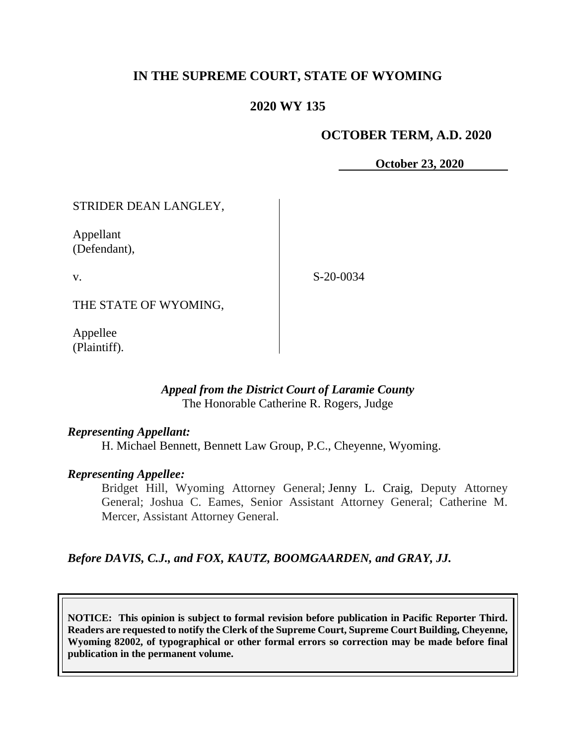# IN THE SUPREME COURT, STATE OF WYOMING

## 2020 WY 135

**OCTOBER TERM, A.D. 2020**

**October 23, 2020**

STRIDER DEAN LANGLEY,

Appellant
(Defendant),

v.

S-20-0034

THE STATE OF WYOMING,

Appellee
(Plaintiff).

*Appeal from the District Court of Laramie County*
The Honorable Catherine R. Rogers, Judge

***Representing Appellant:***

H. Michael Bennett, Bennett Law Group, P.C., Cheyenne, Wyoming.

***Representing Appellee:***

Bridget Hill, Wyoming Attorney General; Jenny L. Craig, Deputy Attorney General; Joshua C. Eames, Senior Assistant Attorney General; Catherine M. Mercer, Assistant Attorney General.

***Before DAVIS, C.J., and FOX, KAUTZ, BOOMGAARDEN, and GRAY, JJ.***

**NOTICE: This opinion is subject to formal revision before publication in Pacific Reporter Third. Readers are requested to notify the Clerk of the Supreme Court, Supreme Court Building, Cheyenne, Wyoming 82002, of typographical or other formal errors so correction may be made before final publication in the permanent volume.**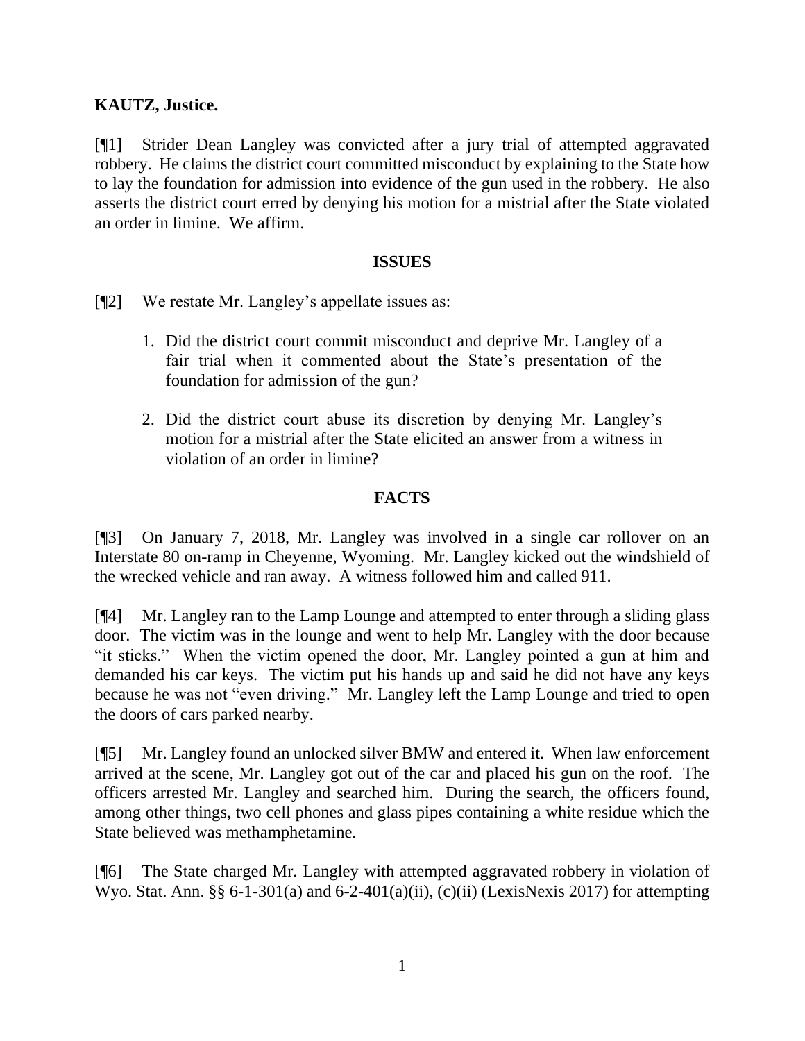**KAUTZ, Justice.**

[¶1] Strider Dean Langley was convicted after a jury trial of attempted aggravated robbery. He claims the district court committed misconduct by explaining to the State how to lay the foundation for admission into evidence of the gun used in the robbery. He also asserts the district court erred by denying his motion for a mistrial after the State violated an order in limine. We affirm.

## ISSUES

[¶2] We restate Mr. Langley's appellate issues as:

1. Did the district court commit misconduct and deprive Mr. Langley of a fair trial when it commented about the State's presentation of the foundation for admission of the gun?

2. Did the district court abuse its discretion by denying Mr. Langley's motion for a mistrial after the State elicited an answer from a witness in violation of an order in limine?

## FACTS

[¶3] On January 7, 2018, Mr. Langley was involved in a single car rollover on an Interstate 80 on-ramp in Cheyenne, Wyoming. Mr. Langley kicked out the windshield of the wrecked vehicle and ran away. A witness followed him and called 911.

[¶4] Mr. Langley ran to the Lamp Lounge and attempted to enter through a sliding glass door. The victim was in the lounge and went to help Mr. Langley with the door because "it sticks." When the victim opened the door, Mr. Langley pointed a gun at him and demanded his car keys. The victim put his hands up and said he did not have any keys because he was not "even driving." Mr. Langley left the Lamp Lounge and tried to open the doors of cars parked nearby.

[¶5] Mr. Langley found an unlocked silver BMW and entered it. When law enforcement arrived at the scene, Mr. Langley got out of the car and placed his gun on the roof. The officers arrested Mr. Langley and searched him. During the search, the officers found, among other things, two cell phones and glass pipes containing a white residue which the State believed was methamphetamine.

[¶6] The State charged Mr. Langley with attempted aggravated robbery in violation of Wyo. Stat. Ann. §§ 6-1-301(a) and 6-2-401(a)(ii), (c)(ii) (LexisNexis 2017) for attempting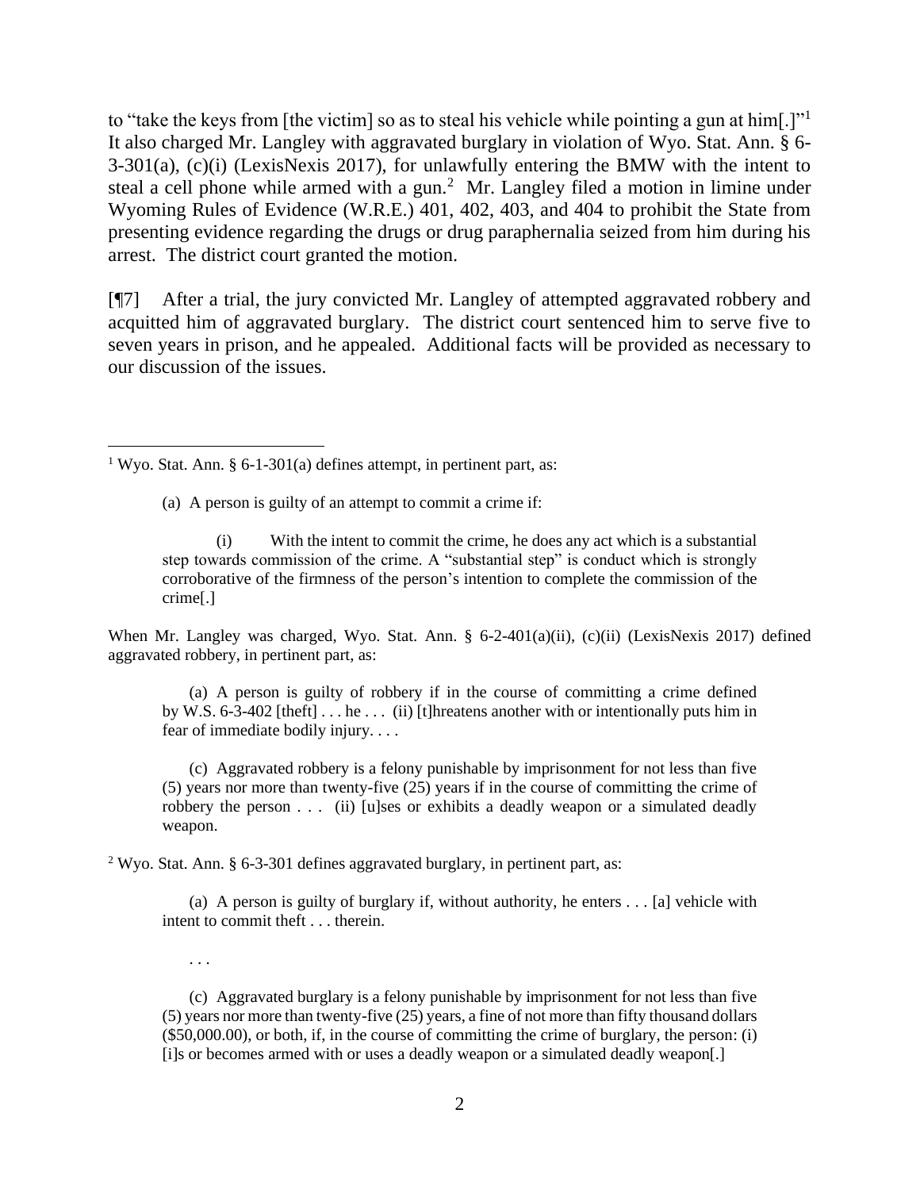to "take the keys from [the victim] so as to steal his vehicle while pointing a gun at him[.]"[1] It also charged Mr. Langley with aggravated burglary in violation of Wyo. Stat. Ann. § 6-3-301(a), (c)(i) (LexisNexis 2017), for unlawfully entering the BMW with the intent to steal a cell phone while armed with a gun.[2] Mr. Langley filed a motion in limine under Wyoming Rules of Evidence (W.R.E.) 401, 402, 403, and 404 to prohibit the State from presenting evidence regarding the drugs or drug paraphernalia seized from him during his arrest. The district court granted the motion.

[¶7] After a trial, the jury convicted Mr. Langley of attempted aggravated robbery and acquitted him of aggravated burglary. The district court sentenced him to serve five to seven years in prison, and he appealed. Additional facts will be provided as necessary to our discussion of the issues.

---

[1] Wyo. Stat. Ann. § 6-1-301(a) defines attempt, in pertinent part, as:

> (a) A person is guilty of an attempt to commit a crime if:
>
> (i) With the intent to commit the crime, he does any act which is a substantial step towards commission of the crime. A "substantial step" is conduct which is strongly corroborative of the firmness of the person's intention to complete the commission of the crime[.]

When Mr. Langley was charged, Wyo. Stat. Ann. § 6-2-401(a)(ii), (c)(ii) (LexisNexis 2017) defined aggravated robbery, in pertinent part, as:

> (a) A person is guilty of robbery if in the course of committing a crime defined by W.S. 6-3-402 [theft] . . . he . . . (ii) [t]hreatens another with or intentionally puts him in fear of immediate bodily injury. . . .
>
> (c) Aggravated robbery is a felony punishable by imprisonment for not less than five (5) years nor more than twenty-five (25) years if in the course of committing the crime of robbery the person . . . (ii) [u]ses or exhibits a deadly weapon or a simulated deadly weapon.

[2] Wyo. Stat. Ann. § 6-3-301 defines aggravated burglary, in pertinent part, as:

> (a) A person is guilty of burglary if, without authority, he enters . . . [a] vehicle with intent to commit theft . . . therein.
>
> . . .
>
> (c) Aggravated burglary is a felony punishable by imprisonment for not less than five (5) years nor more than twenty-five (25) years, a fine of not more than fifty thousand dollars ($50,000.00), or both, if, in the course of committing the crime of burglary, the person: (i) [i]s or becomes armed with or uses a deadly weapon or a simulated deadly weapon[.]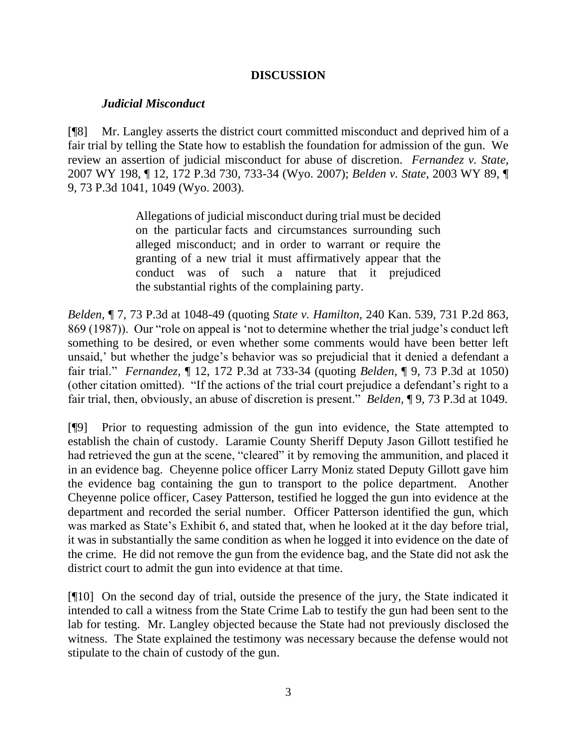## DISCUSSION

### *Judicial Misconduct*

[¶8] Mr. Langley asserts the district court committed misconduct and deprived him of a fair trial by telling the State how to establish the foundation for admission of the gun. We review an assertion of judicial misconduct for abuse of discretion. *Fernandez v. State*, 2007 WY 198, ¶ 12, 172 P.3d 730, 733-34 (Wyo. 2007); *Belden v. State*, 2003 WY 89, ¶ 9, 73 P.3d 1041, 1049 (Wyo. 2003).

> Allegations of judicial misconduct during trial must be decided on the particular facts and circumstances surrounding such alleged misconduct; and in order to warrant or require the granting of a new trial it must affirmatively appear that the conduct was of such a nature that it prejudiced the substantial rights of the complaining party.

*Belden*, ¶ 7, 73 P.3d at 1048-49 (quoting *State v. Hamilton*, 240 Kan. 539, 731 P.2d 863, 869 (1987)). Our "role on appeal is 'not to determine whether the trial judge's conduct left something to be desired, or even whether some comments would have been better left unsaid,' but whether the judge's behavior was so prejudicial that it denied a defendant a fair trial." *Fernandez*, ¶ 12, 172 P.3d at 733-34 (quoting *Belden*, ¶ 9, 73 P.3d at 1050) (other citation omitted). "If the actions of the trial court prejudice a defendant's right to a fair trial, then, obviously, an abuse of discretion is present." *Belden*, ¶ 9, 73 P.3d at 1049.

[¶9] Prior to requesting admission of the gun into evidence, the State attempted to establish the chain of custody. Laramie County Sheriff Deputy Jason Gillott testified he had retrieved the gun at the scene, "cleared" it by removing the ammunition, and placed it in an evidence bag. Cheyenne police officer Larry Moniz stated Deputy Gillott gave him the evidence bag containing the gun to transport to the police department. Another Cheyenne police officer, Casey Patterson, testified he logged the gun into evidence at the department and recorded the serial number. Officer Patterson identified the gun, which was marked as State's Exhibit 6, and stated that, when he looked at it the day before trial, it was in substantially the same condition as when he logged it into evidence on the date of the crime. He did not remove the gun from the evidence bag, and the State did not ask the district court to admit the gun into evidence at that time.

[¶10] On the second day of trial, outside the presence of the jury, the State indicated it intended to call a witness from the State Crime Lab to testify the gun had been sent to the lab for testing. Mr. Langley objected because the State had not previously disclosed the witness. The State explained the testimony was necessary because the defense would not stipulate to the chain of custody of the gun.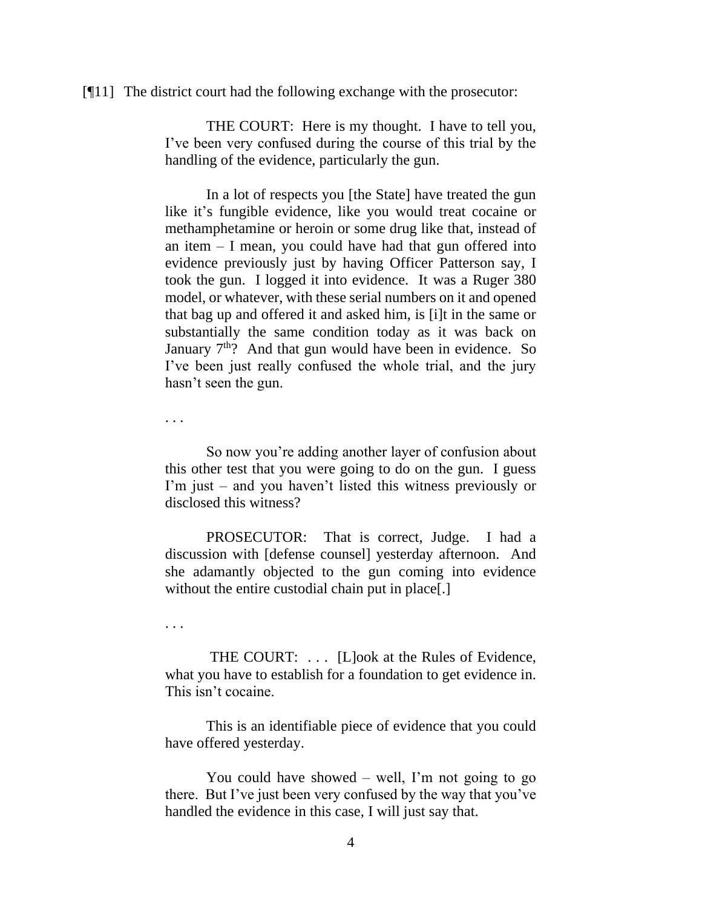[¶11] The district court had the following exchange with the prosecutor:

> THE COURT: Here is my thought. I have to tell you, I've been very confused during the course of this trial by the handling of the evidence, particularly the gun.
>
> In a lot of respects you [the State] have treated the gun like it's fungible evidence, like you would treat cocaine or methamphetamine or heroin or some drug like that, instead of an item – I mean, you could have had that gun offered into evidence previously just by having Officer Patterson say, I took the gun. I logged it into evidence. It was a Ruger 380 model, or whatever, with these serial numbers on it and opened that bag up and offered it and asked him, is [i]t in the same or substantially the same condition today as it was back on January 7th? And that gun would have been in evidence. So I've been just really confused the whole trial, and the jury hasn't seen the gun.
>
> . . .
>
> So now you're adding another layer of confusion about this other test that you were going to do on the gun. I guess I'm just – and you haven't listed this witness previously or disclosed this witness?
>
> PROSECUTOR: That is correct, Judge. I had a discussion with [defense counsel] yesterday afternoon. And she adamantly objected to the gun coming into evidence without the entire custodial chain put in place[.]
>
> . . .
>
> THE COURT: . . . [L]ook at the Rules of Evidence, what you have to establish for a foundation to get evidence in. This isn't cocaine.
>
> This is an identifiable piece of evidence that you could have offered yesterday.
>
> You could have showed – well, I'm not going to go there. But I've just been very confused by the way that you've handled the evidence in this case, I will just say that.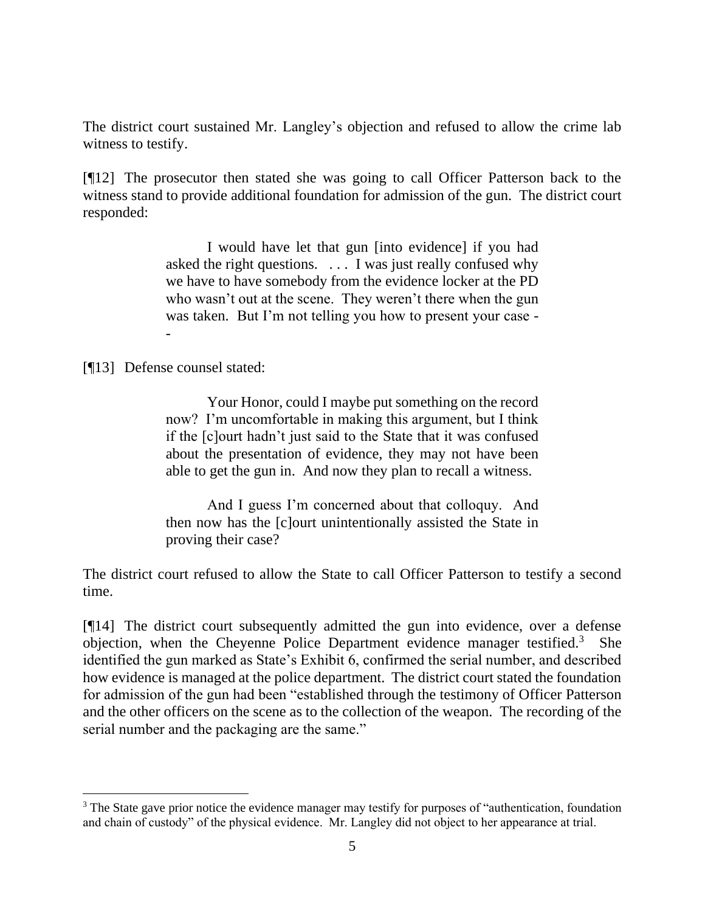The district court sustained Mr. Langley's objection and refused to allow the crime lab witness to testify.

[¶12] The prosecutor then stated she was going to call Officer Patterson back to the witness stand to provide additional foundation for admission of the gun. The district court responded:

> I would have let that gun [into evidence] if you had asked the right questions. . . . I was just really confused why we have to have somebody from the evidence locker at the PD who wasn't out at the scene. They weren't there when the gun was taken. But I'm not telling you how to present your case --

[¶13] Defense counsel stated:

> Your Honor, could I maybe put something on the record now? I'm uncomfortable in making this argument, but I think if the [c]ourt hadn't just said to the State that it was confused about the presentation of evidence, they may not have been able to get the gun in. And now they plan to recall a witness.
>
> And I guess I'm concerned about that colloquy. And then now has the [c]ourt unintentionally assisted the State in proving their case?

The district court refused to allow the State to call Officer Patterson to testify a second time.

[¶14] The district court subsequently admitted the gun into evidence, over a defense objection, when the Cheyenne Police Department evidence manager testified.[3] She identified the gun marked as State's Exhibit 6, confirmed the serial number, and described how evidence is managed at the police department. The district court stated the foundation for admission of the gun had been "established through the testimony of Officer Patterson and the other officers on the scene as to the collection of the weapon. The recording of the serial number and the packaging are the same."

---

[3] The State gave prior notice the evidence manager may testify for purposes of "authentication, foundation and chain of custody" of the physical evidence. Mr. Langley did not object to her appearance at trial.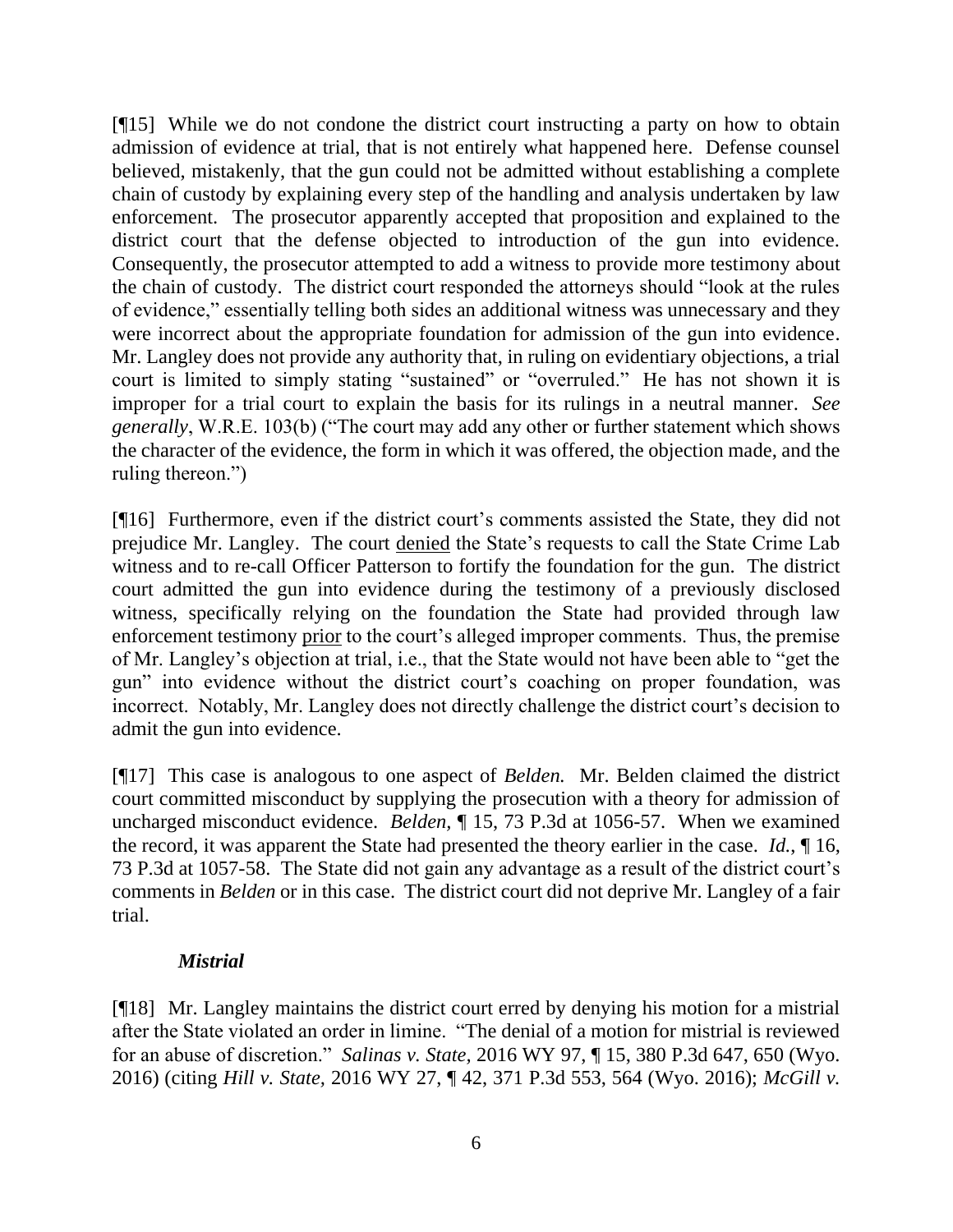[¶15] While we do not condone the district court instructing a party on how to obtain admission of evidence at trial, that is not entirely what happened here. Defense counsel believed, mistakenly, that the gun could not be admitted without establishing a complete chain of custody by explaining every step of the handling and analysis undertaken by law enforcement. The prosecutor apparently accepted that proposition and explained to the district court that the defense objected to introduction of the gun into evidence. Consequently, the prosecutor attempted to add a witness to provide more testimony about the chain of custody. The district court responded the attorneys should "look at the rules of evidence," essentially telling both sides an additional witness was unnecessary and they were incorrect about the appropriate foundation for admission of the gun into evidence. Mr. Langley does not provide any authority that, in ruling on evidentiary objections, a trial court is limited to simply stating "sustained" or "overruled." He has not shown it is improper for a trial court to explain the basis for its rulings in a neutral manner. *See generally*, W.R.E. 103(b) ("The court may add any other or further statement which shows the character of the evidence, the form in which it was offered, the objection made, and the ruling thereon.")

[¶16] Furthermore, even if the district court's comments assisted the State, they did not prejudice Mr. Langley. The court denied the State's requests to call the State Crime Lab witness and to re-call Officer Patterson to fortify the foundation for the gun. The district court admitted the gun into evidence during the testimony of a previously disclosed witness, specifically relying on the foundation the State had provided through law enforcement testimony prior to the court's alleged improper comments. Thus, the premise of Mr. Langley's objection at trial, i.e., that the State would not have been able to "get the gun" into evidence without the district court's coaching on proper foundation, was incorrect. Notably, Mr. Langley does not directly challenge the district court's decision to admit the gun into evidence.

[¶17] This case is analogous to one aspect of *Belden.* Mr. Belden claimed the district court committed misconduct by supplying the prosecution with a theory for admission of uncharged misconduct evidence. *Belden,* ¶ 15, 73 P.3d at 1056-57. When we examined the record, it was apparent the State had presented the theory earlier in the case. *Id.*, ¶ 16, 73 P.3d at 1057-58. The State did not gain any advantage as a result of the district court's comments in *Belden* or in this case. The district court did not deprive Mr. Langley of a fair trial.

### *Mistrial*

[¶18] Mr. Langley maintains the district court erred by denying his motion for a mistrial after the State violated an order in limine. "The denial of a motion for mistrial is reviewed for an abuse of discretion." *Salinas v. State,* 2016 WY 97, ¶ 15, 380 P.3d 647, 650 (Wyo. 2016) (citing *Hill v. State,* 2016 WY 27, ¶ 42, 371 P.3d 553, 564 (Wyo. 2016); *McGill v.*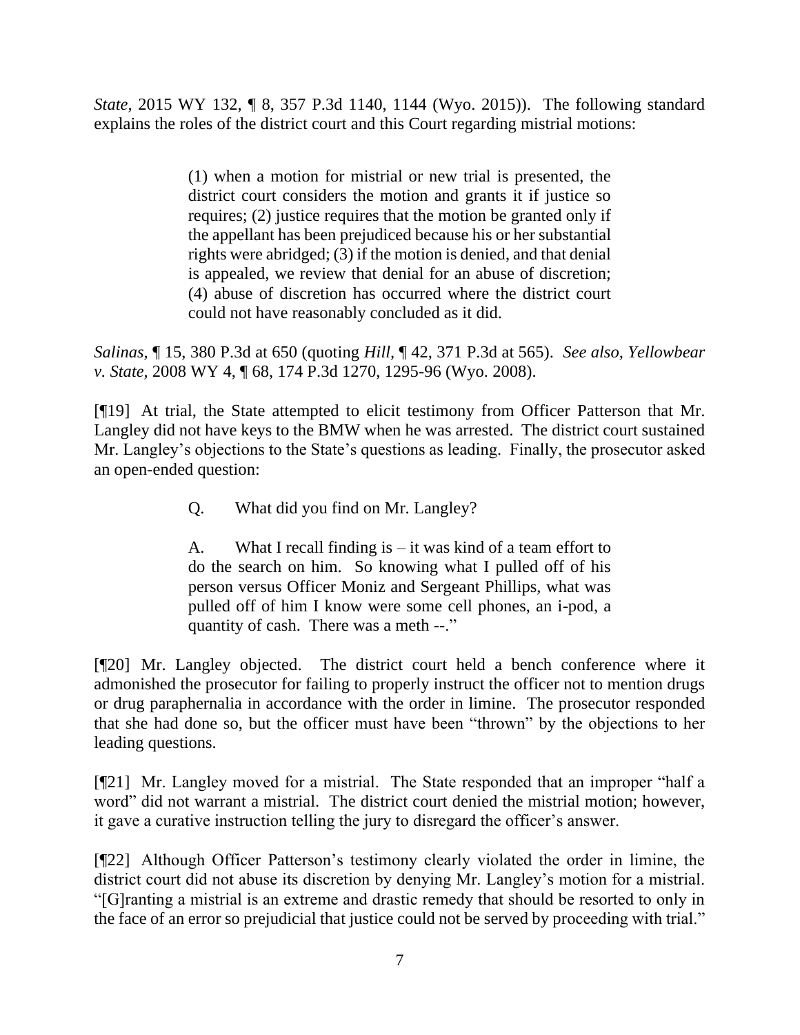*State*, 2015 WY 132, ¶ 8, 357 P.3d 1140, 1144 (Wyo. 2015)). The following standard explains the roles of the district court and this Court regarding mistrial motions:

> (1) when a motion for mistrial or new trial is presented, the district court considers the motion and grants it if justice so requires; (2) justice requires that the motion be granted only if the appellant has been prejudiced because his or her substantial rights were abridged; (3) if the motion is denied, and that denial is appealed, we review that denial for an abuse of discretion; (4) abuse of discretion has occurred where the district court could not have reasonably concluded as it did.

*Salinas*, ¶ 15, 380 P.3d at 650 (quoting *Hill*, ¶ 42, 371 P.3d at 565). *See also*, *Yellowbear v. State*, 2008 WY 4, ¶ 68, 174 P.3d 1270, 1295-96 (Wyo. 2008).

[¶19] At trial, the State attempted to elicit testimony from Officer Patterson that Mr. Langley did not have keys to the BMW when he was arrested. The district court sustained Mr. Langley's objections to the State's questions as leading. Finally, the prosecutor asked an open-ended question:

> Q. What did you find on Mr. Langley?
>
> A. What I recall finding is – it was kind of a team effort to do the search on him. So knowing what I pulled off of his person versus Officer Moniz and Sergeant Phillips, what was pulled off of him I know were some cell phones, an i-pod, a quantity of cash. There was a meth --."

[¶20] Mr. Langley objected. The district court held a bench conference where it admonished the prosecutor for failing to properly instruct the officer not to mention drugs or drug paraphernalia in accordance with the order in limine. The prosecutor responded that she had done so, but the officer must have been "thrown" by the objections to her leading questions.

[¶21] Mr. Langley moved for a mistrial. The State responded that an improper "half a word" did not warrant a mistrial. The district court denied the mistrial motion; however, it gave a curative instruction telling the jury to disregard the officer's answer.

[¶22] Although Officer Patterson's testimony clearly violated the order in limine, the district court did not abuse its discretion by denying Mr. Langley's motion for a mistrial. "[G]ranting a mistrial is an extreme and drastic remedy that should be resorted to only in the face of an error so prejudicial that justice could not be served by proceeding with trial."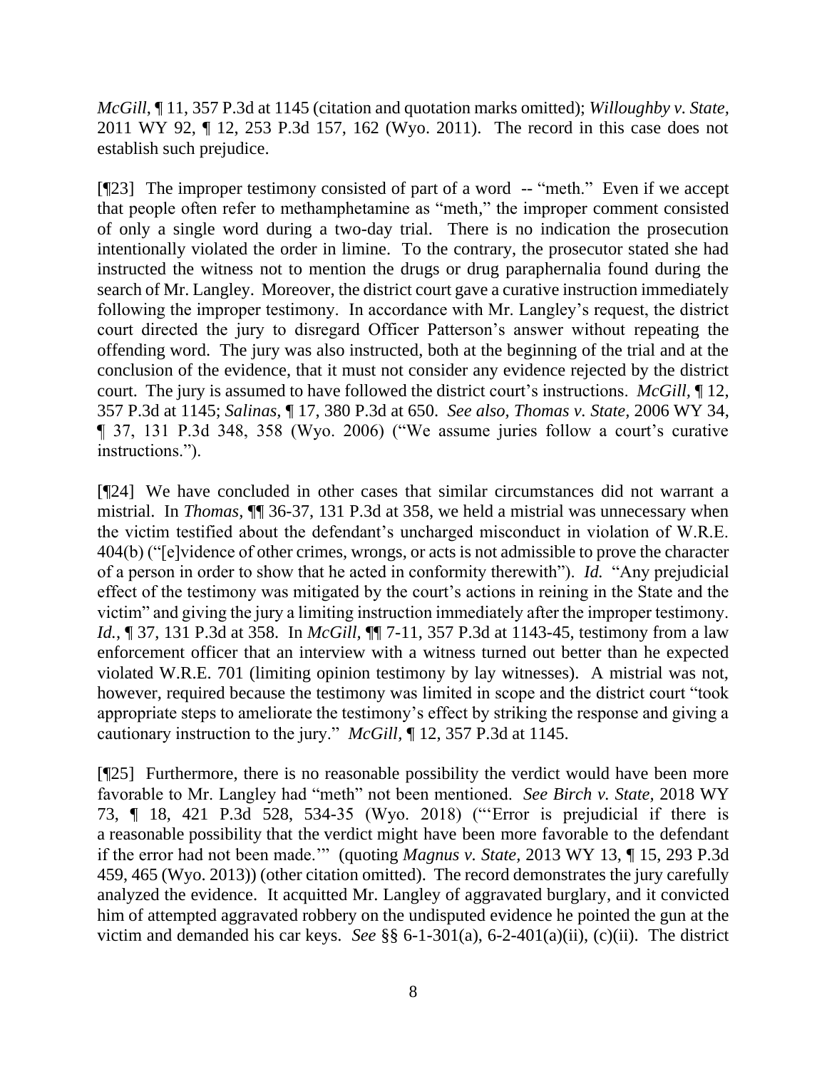*McGill*, ¶ 11, 357 P.3d at 1145 (citation and quotation marks omitted); *Willoughby v. State,* 2011 WY 92, ¶ 12, 253 P.3d 157, 162 (Wyo. 2011). The record in this case does not establish such prejudice.

[¶23] The improper testimony consisted of part of a word -- "meth." Even if we accept that people often refer to methamphetamine as "meth," the improper comment consisted of only a single word during a two-day trial. There is no indication the prosecution intentionally violated the order in limine. To the contrary, the prosecutor stated she had instructed the witness not to mention the drugs or drug paraphernalia found during the search of Mr. Langley. Moreover, the district court gave a curative instruction immediately following the improper testimony. In accordance with Mr. Langley's request, the district court directed the jury to disregard Officer Patterson's answer without repeating the offending word. The jury was also instructed, both at the beginning of the trial and at the conclusion of the evidence, that it must not consider any evidence rejected by the district court. The jury is assumed to have followed the district court's instructions. *McGill,* ¶ 12, 357 P.3d at 1145; *Salinas,* ¶ 17, 380 P.3d at 650. *See also, Thomas v. State,* 2006 WY 34, ¶ 37, 131 P.3d 348, 358 (Wyo. 2006) ("We assume juries follow a court's curative instructions.").

[¶24] We have concluded in other cases that similar circumstances did not warrant a mistrial. In *Thomas,* ¶¶ 36-37, 131 P.3d at 358, we held a mistrial was unnecessary when the victim testified about the defendant's uncharged misconduct in violation of W.R.E. 404(b) ("[e]vidence of other crimes, wrongs, or acts is not admissible to prove the character of a person in order to show that he acted in conformity therewith"). *Id.* "Any prejudicial effect of the testimony was mitigated by the court's actions in reining in the State and the victim" and giving the jury a limiting instruction immediately after the improper testimony. *Id.*, ¶ 37, 131 P.3d at 358. In *McGill,* ¶¶ 7-11, 357 P.3d at 1143-45, testimony from a law enforcement officer that an interview with a witness turned out better than he expected violated W.R.E. 701 (limiting opinion testimony by lay witnesses). A mistrial was not, however, required because the testimony was limited in scope and the district court "took appropriate steps to ameliorate the testimony's effect by striking the response and giving a cautionary instruction to the jury." *McGill,* ¶ 12, 357 P.3d at 1145.

[¶25] Furthermore, there is no reasonable possibility the verdict would have been more favorable to Mr. Langley had "meth" not been mentioned. *See Birch v. State,* 2018 WY 73, ¶ 18, 421 P.3d 528, 534-35 (Wyo. 2018) ("'Error is prejudicial if there is a reasonable possibility that the verdict might have been more favorable to the defendant if the error had not been made.'" (quoting *Magnus v. State,* 2013 WY 13, ¶ 15, 293 P.3d 459, 465 (Wyo. 2013)) (other citation omitted). The record demonstrates the jury carefully analyzed the evidence. It acquitted Mr. Langley of aggravated burglary, and it convicted him of attempted aggravated robbery on the undisputed evidence he pointed the gun at the victim and demanded his car keys. *See* §§ 6-1-301(a), 6-2-401(a)(ii), (c)(ii). The district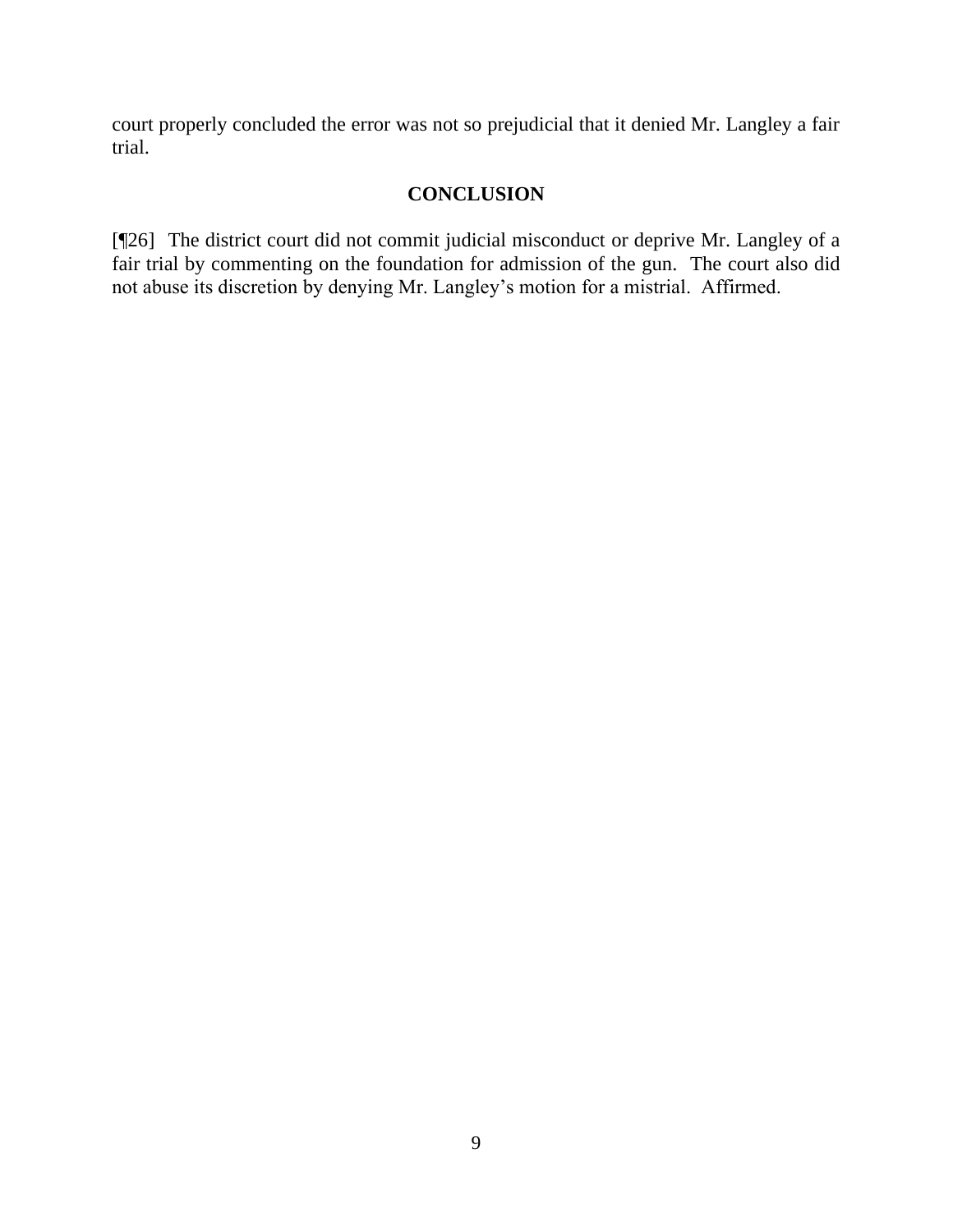court properly concluded the error was not so prejudicial that it denied Mr. Langley a fair trial.

## CONCLUSION

[¶26] The district court did not commit judicial misconduct or deprive Mr. Langley of a fair trial by commenting on the foundation for admission of the gun. The court also did not abuse its discretion by denying Mr. Langley's motion for a mistrial. Affirmed.